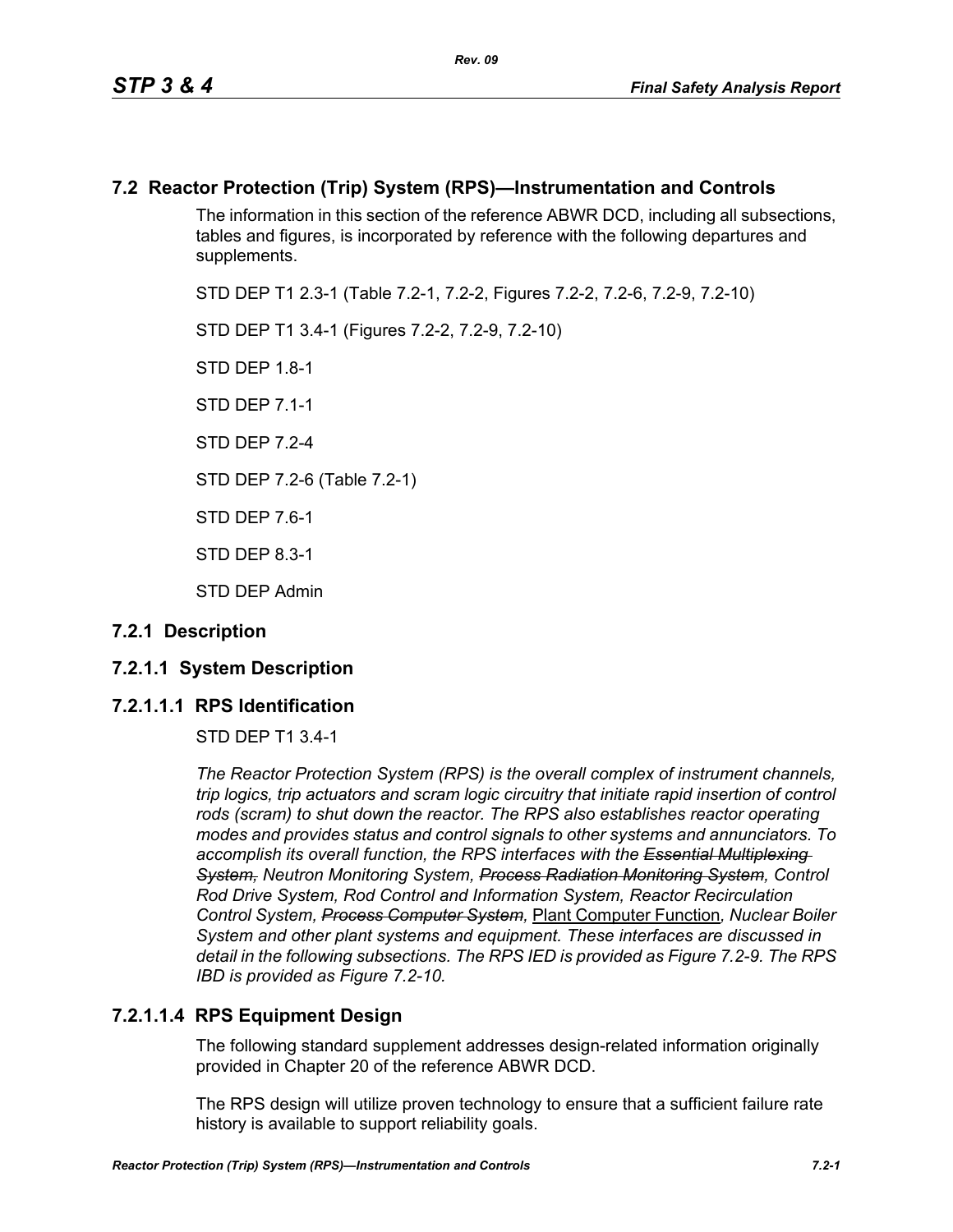## 7.2 Reactor Protection (Trip) System (RPS)—Instrumentation and Controls

The information in this section of the reference ABWR DCD, including all subsections, tables and figures, is incorporated by reference with the following departures and supplements.

STD DEP T1 2.3-1 (Table 7.2-1, 7.2-2, Figures 7.2-2, 7.2-6, 7.2-9, 7.2-10)

STD DEP T1 3.4-1 (Figures 7.2-2, 7.2-9, 7.2-10)

STD DEP 1.8-1

STD DEP 7.1-1

STD DEP 7.2-4

STD DEP 7.2-6 (Table 7.2-1)

STD DEP 7.6-1

STD DEP 8.3-1

STD DEP Admin

### 7.2.1 Description

### 7.2.1.1 System Description

#### 7.2.1.1.1 RPS Identification

STD DEP T1 3.4-1

*The Reactor Protection System (RPS) is the overall complex of instrument channels, trip logics, trip actuators and scram logic circuitry that initiate rapid insertion of control rods (scram) to shut down the reactor. The RPS also establishes reactor operating modes and provides status and control signals to other systems and annunciators. To accomplish its overall function, the RPS interfaces with the ~~Essential Multiplexing System,~~ Neutron Monitoring System, ~~Process Radiation Monitoring System~~, Control Rod Drive System, Rod Control and Information System, Reactor Recirculation Control System, ~~Process Computer System~~,* Plant Computer Function*, Nuclear Boiler System and other plant systems and equipment. These interfaces are discussed in detail in the following subsections. The RPS IED is provided as Figure 7.2-9. The RPS IBD is provided as Figure 7.2-10.*

#### 7.2.1.1.4 RPS Equipment Design

The following standard supplement addresses design-related information originally provided in Chapter 20 of the reference ABWR DCD.

The RPS design will utilize proven technology to ensure that a sufficient failure rate history is available to support reliability goals.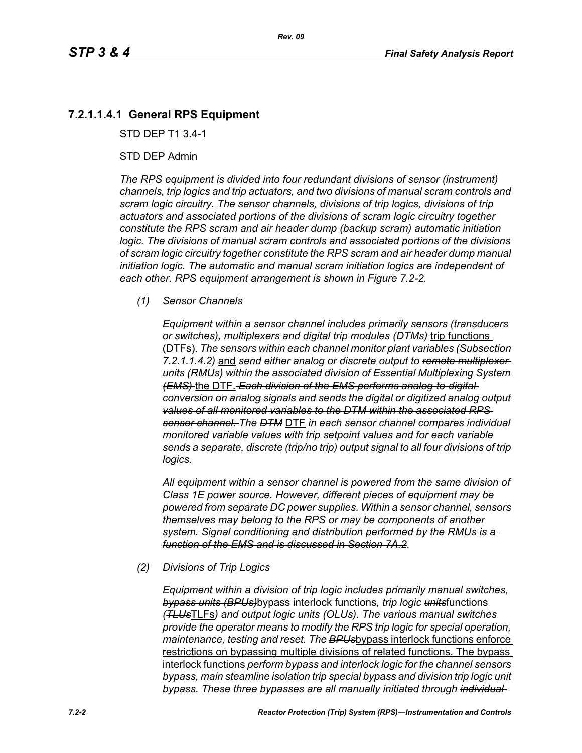### 7.2.1.1.4.1 General RPS Equipment

STD DEP T1 3.4-1

STD DEP Admin

*The RPS equipment is divided into four redundant divisions of sensor (instrument) channels, trip logics and trip actuators, and two divisions of manual scram controls and scram logic circuitry. The sensor channels, divisions of trip logics, divisions of trip actuators and associated portions of the divisions of scram logic circuitry together constitute the RPS scram and air header dump (backup scram) automatic initiation logic. The divisions of manual scram controls and associated portions of the divisions of scram logic circuitry together constitute the RPS scram and air header dump manual initiation logic. The automatic and manual scram initiation logics are independent of each other. RPS equipment arrangement is shown in Figure 7.2-2.*

*(1) Sensor Channels*

*Equipment within a sensor channel includes primarily sensors (transducers or switches),* ~~*multiplexers*~~ *and digital* ~~*trip modules (DTMs)*~~ trip functions (DTFs)*. The sensors within each channel monitor plant variables (Subsection 7.2.1.1.4.2)* and *send either analog or discrete output to* ~~*remote multiplexer units (RMUs) within the associated division of Essential Multiplexing System (EMS)*~~ the DTF. ~~*Each division of the EMS performs analog-to-digital conversion on analog signals and sends the digital or digitized analog output values of all monitored variables to the DTM within the associated RPS sensor channel.*~~ *The* ~~*DTM*~~ DTF *in each sensor channel compares individual monitored variable values with trip setpoint values and for each variable sends a separate, discrete (trip/no trip) output signal to all four divisions of trip logics.*

*All equipment within a sensor channel is powered from the same division of Class 1E power source. However, different pieces of equipment may be powered from separate DC power supplies. Within a sensor channel, sensors themselves may belong to the RPS or may be components of another system.* ~~*Signal conditioning and distribution performed by the RMUs is a function of the EMS and is discussed in Section 7A.2.*~~

*(2) Divisions of Trip Logics*

*Equipment within a division of trip logic includes primarily manual switches,* ~~*bypass units (BPUs)*~~bypass interlock functions*, trip logic* ~~*units*~~functions *(*~~*TLUs*~~TLFs*) and output logic units (OLUs). The various manual switches provide the operator means to modify the RPS trip logic for special operation, maintenance, testing and reset. The* ~~*BPUs*~~bypass interlock functions enforce restrictions on bypassing multiple divisions of related functions. The bypass interlock functions *perform bypass and interlock logic for the channel sensors bypass, main steamline isolation trip special bypass and division trip logic unit bypass. These three bypasses are all manually initiated through* ~~*individual*~~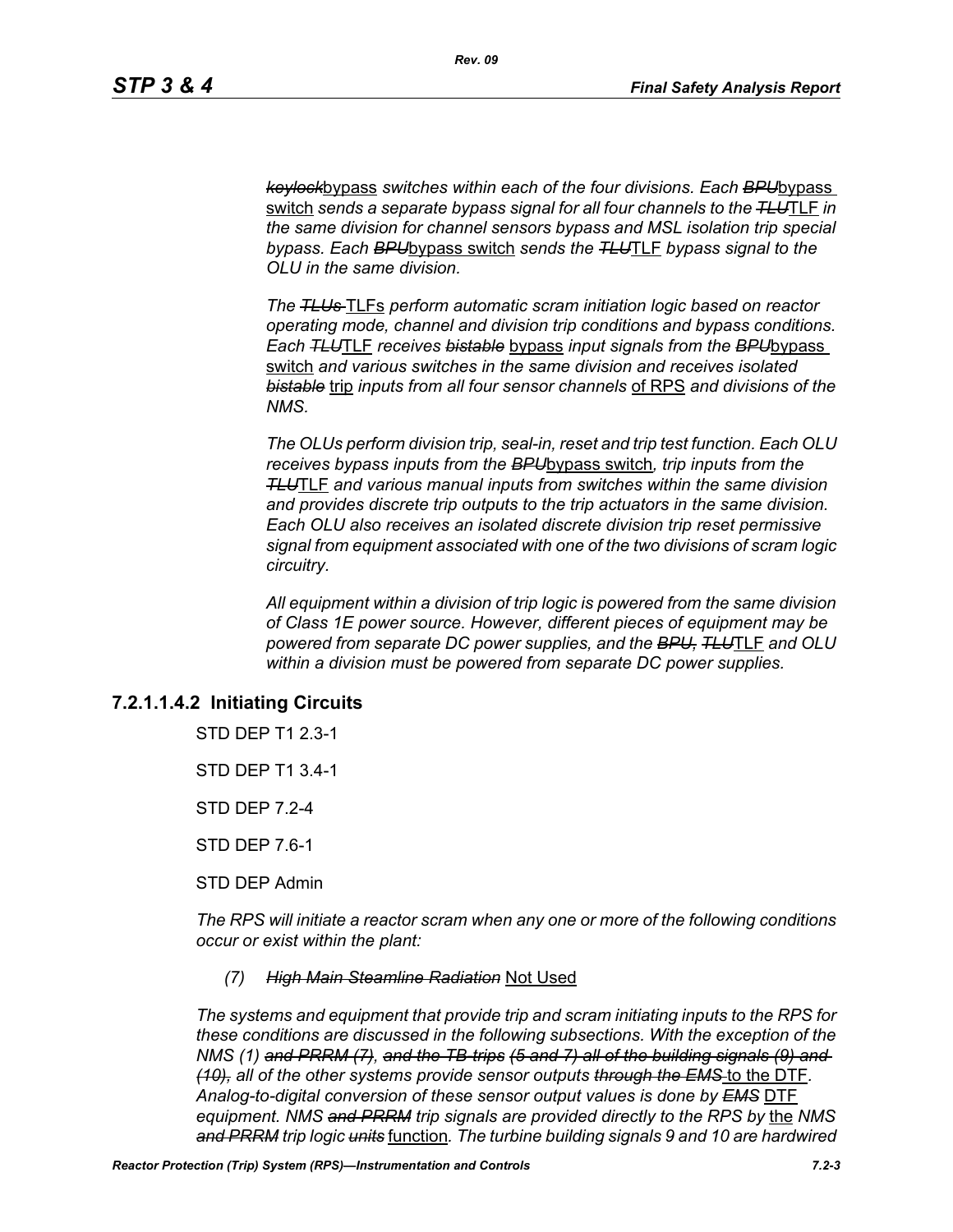*~~keylock~~bypass switches within each of the four divisions. Each ~~BPU~~bypass switch sends a separate bypass signal for all four channels to the ~~TLU~~TLF in the same division for channel sensors bypass and MSL isolation trip special bypass. Each ~~BPU~~bypass switch sends the ~~TLU~~TLF bypass signal to the OLU in the same division.*

*The ~~TLUs~~ TLFs perform automatic scram initiation logic based on reactor operating mode, channel and division trip conditions and bypass conditions. Each ~~TLU~~TLF receives ~~bistable~~ bypass input signals from the ~~BPU~~bypass switch and various switches in the same division and receives isolated ~~bistable~~ trip inputs from all four sensor channels of RPS and divisions of the NMS.*

*The OLUs perform division trip, seal-in, reset and trip test function. Each OLU receives bypass inputs from the ~~BPU~~bypass switch, trip inputs from the ~~TLU~~TLF and various manual inputs from switches within the same division and provides discrete trip outputs to the trip actuators in the same division. Each OLU also receives an isolated discrete division trip reset permissive signal from equipment associated with one of the two divisions of scram logic circuitry.*

*All equipment within a division of trip logic is powered from the same division of Class 1E power source. However, different pieces of equipment may be powered from separate DC power supplies, and the ~~BPU,~~ ~~TLU~~TLF and OLU within a division must be powered from separate DC power supplies.*

### 7.2.1.1.4.2 Initiating Circuits

STD DEP T1 2.3-1

STD DEP T1 3.4-1

STD DEP 7.2-4

STD DEP 7.6-1

STD DEP Admin

*The RPS will initiate a reactor scram when any one or more of the following conditions occur or exist within the plant:*

(7) *~~High Main Steamline Radiation~~* Not Used

*The systems and equipment that provide trip and scram initiating inputs to the RPS for these conditions are discussed in the following subsections. With the exception of the NMS (1) ~~and PRRM (7),~~ ~~and the TB trips (5 and 7) all of the building signals (9) and (10),~~ all of the other systems provide sensor outputs ~~through the EMS~~ to the DTF. Analog-to-digital conversion of these sensor output values is done by ~~EMS~~ DTF equipment. NMS ~~and PRRM~~ trip signals are provided directly to the RPS by the NMS ~~and PRRM~~ trip logic ~~units~~ function. The turbine building signals 9 and 10 are hardwired*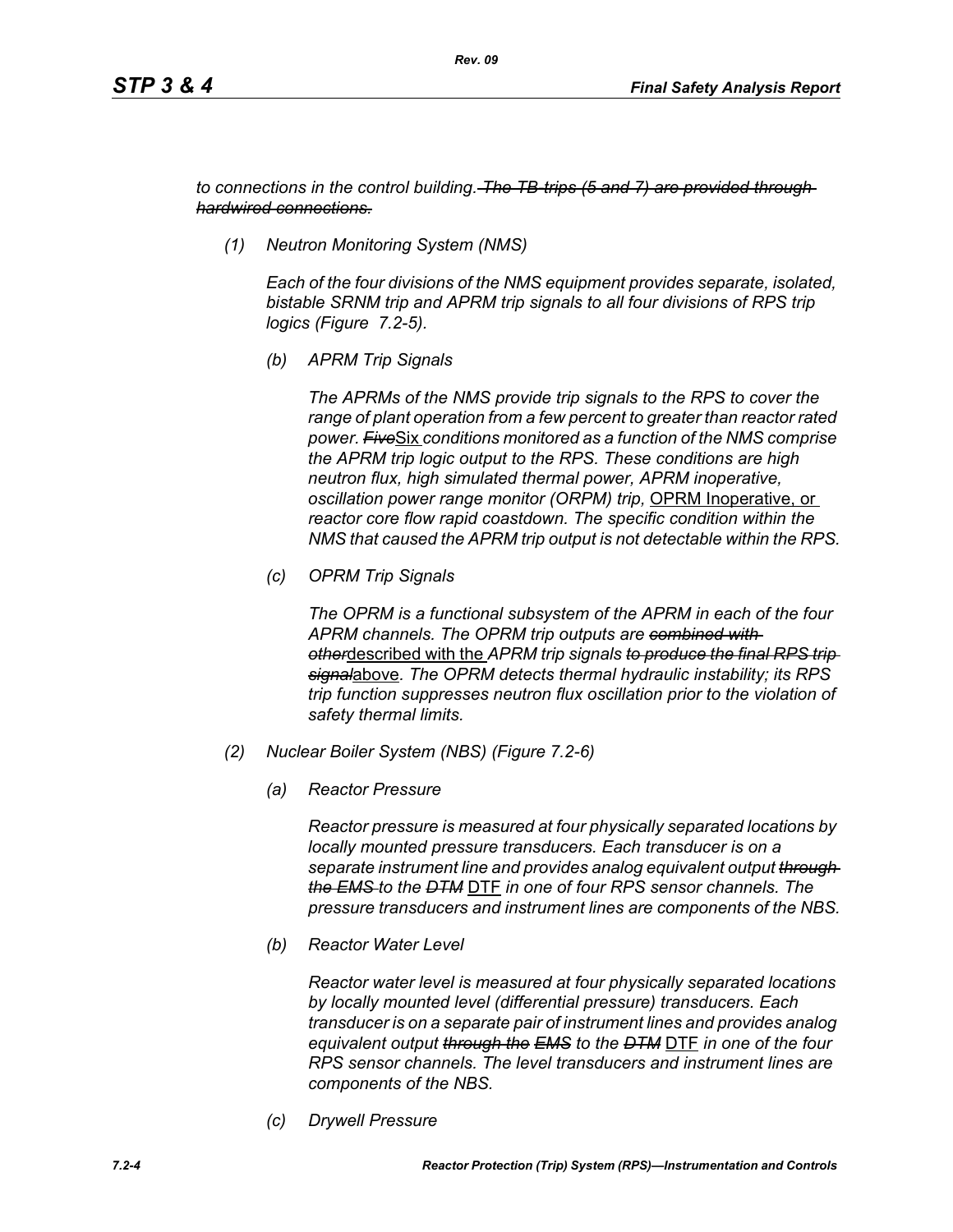*to connections in the control building. ~~The TB trips (5 and 7) are provided through hardwired connections.~~*

*(1) Neutron Monitoring System (NMS)*

*Each of the four divisions of the NMS equipment provides separate, isolated, bistable SRNM trip and APRM trip signals to all four divisions of RPS trip logics (Figure 7.2-5).*

*(b) APRM Trip Signals*

*The APRMs of the NMS provide trip signals to the RPS to cover the range of plant operation from a few percent to greater than reactor rated power. ~~Five~~*<u>Six</u> *conditions monitored as a function of the NMS comprise the APRM trip logic output to the RPS. These conditions are high neutron flux, high simulated thermal power, APRM inoperative, oscillation power range monitor (ORPM) trip,* <u>OPRM Inoperative, or</u> *reactor core flow rapid coastdown. The specific condition within the NMS that caused the APRM trip output is not detectable within the RPS.*

*(c) OPRM Trip Signals*

*The OPRM is a functional subsystem of the APRM in each of the four APRM channels. The OPRM trip outputs are ~~combined with other~~*<u>described with the</u> *APRM trip signals ~~to produce the final RPS trip signal~~*<u>above</u>*. The OPRM detects thermal hydraulic instability; its RPS trip function suppresses neutron flux oscillation prior to the violation of safety thermal limits.*

*(2) Nuclear Boiler System (NBS) (Figure 7.2-6)*

*(a) Reactor Pressure*

*Reactor pressure is measured at four physically separated locations by locally mounted pressure transducers. Each transducer is on a separate instrument line and provides analog equivalent output ~~through the EMS~~ to the ~~DTM~~* <u>DTF</u> *in one of four RPS sensor channels. The pressure transducers and instrument lines are components of the NBS.*

*(b) Reactor Water Level*

*Reactor water level is measured at four physically separated locations by locally mounted level (differential pressure) transducers. Each transducer is on a separate pair of instrument lines and provides analog equivalent output ~~through the EMS~~ to the ~~DTM~~* <u>DTF</u> *in one of the four RPS sensor channels. The level transducers and instrument lines are components of the NBS.*

*(c) Drywell Pressure*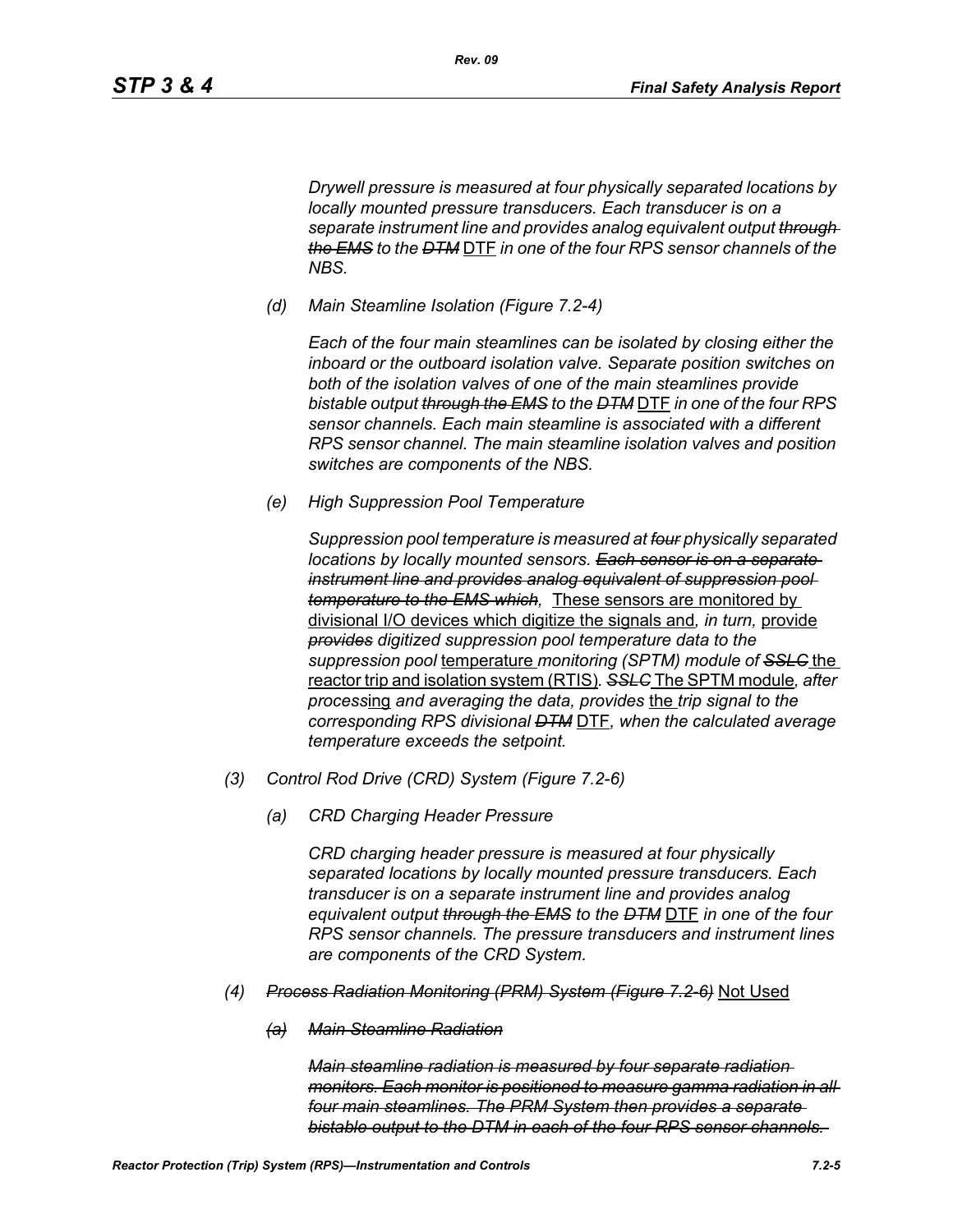*Drywell pressure is measured at four physically separated locations by locally mounted pressure transducers. Each transducer is on a separate instrument line and provides analog equivalent output ~~through the EMS~~ to the ~~DTM~~* DTF *in one of the four RPS sensor channels of the NBS.*

*(d) Main Steamline Isolation (Figure 7.2-4)*

*Each of the four main steamlines can be isolated by closing either the inboard or the outboard isolation valve. Separate position switches on both of the isolation valves of one of the main steamlines provide bistable output ~~through the EMS~~ to the ~~DTM~~* DTF *in one of the four RPS sensor channels. Each main steamline is associated with a different RPS sensor channel. The main steamline isolation valves and position switches are components of the NBS.*

*(e) High Suppression Pool Temperature*

*Suppression pool temperature is measured at ~~four~~ physically separated locations by locally mounted sensors. ~~Each sensor is on a separate instrument line and provides analog equivalent of suppression pool temperature to the EMS which,~~* These sensors are monitored by divisional I/O devices which digitize the signals and*, in turn,* provide *~~provides~~ digitized suppression pool temperature data to the suppression pool* temperature *monitoring (SPTM) module of ~~SSLC~~* the reactor trip and isolation system (RTIS)*. ~~SSLC~~* The SPTM module*, after process*ing *and averaging the data, provides* the *trip signal to the corresponding RPS divisional ~~DTM~~* DTF*, when the calculated average temperature exceeds the setpoint.*

*(3) Control Rod Drive (CRD) System (Figure 7.2-6)*

*(a) CRD Charging Header Pressure*

*CRD charging header pressure is measured at four physically separated locations by locally mounted pressure transducers. Each transducer is on a separate instrument line and provides analog equivalent output ~~through the EMS~~ to the ~~DTM~~* DTF *in one of the four RPS sensor channels. The pressure transducers and instrument lines are components of the CRD System.*

*(4) ~~Process Radiation Monitoring (PRM) System (Figure 7.2-6)~~* Not Used

*~~(a) Main Steamline Radiation~~*

*~~Main steamline radiation is measured by four separate radiation monitors. Each monitor is positioned to measure gamma radiation in all four main steamlines. The PRM System then provides a separate bistable output to the DTM in each of the four RPS sensor channels.~~*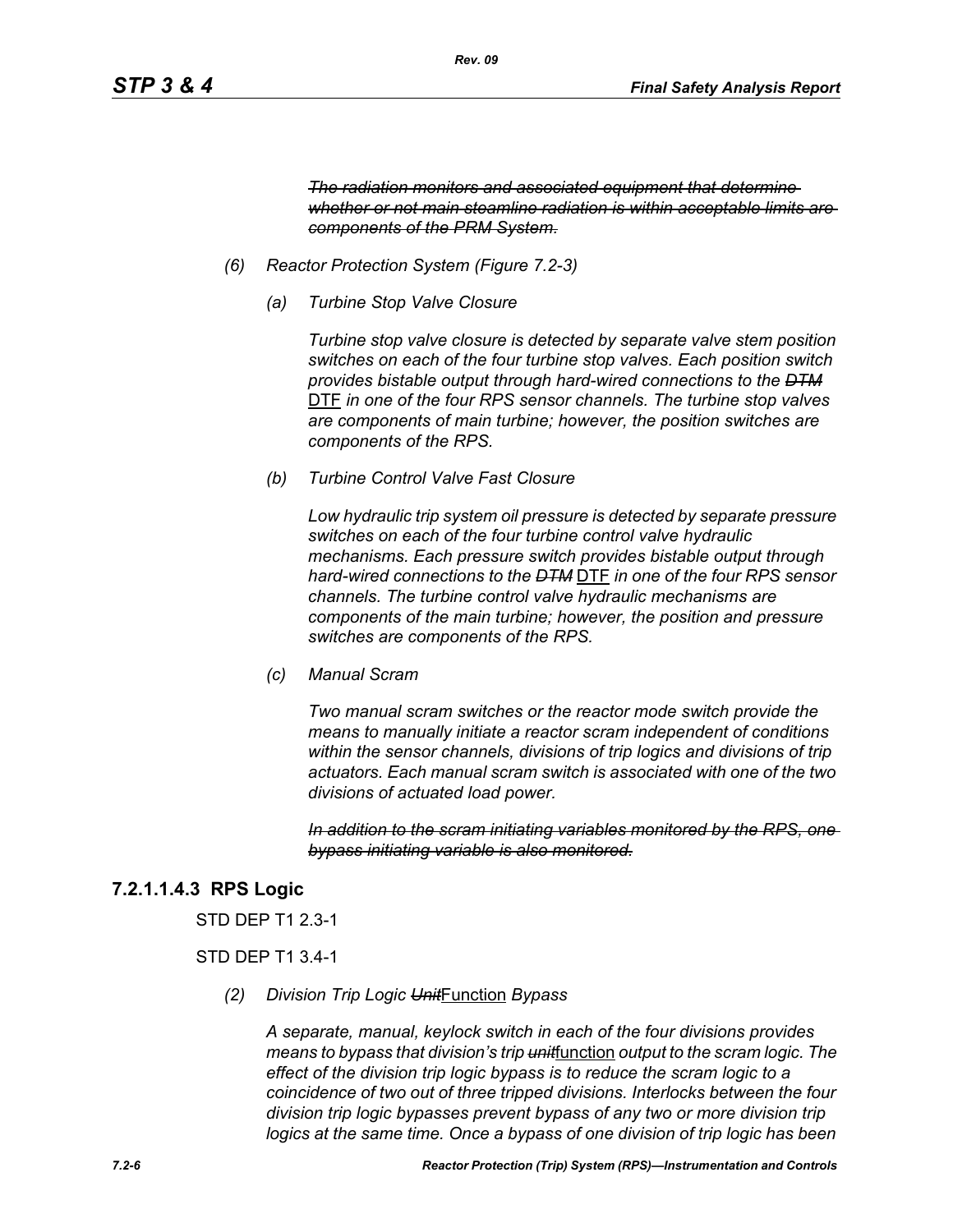*~~The radiation monitors and associated equipment that determine whether or not main steamline radiation is within acceptable limits are components of the PRM System.~~*

*(6) Reactor Protection System (Figure 7.2-3)*

*(a) Turbine Stop Valve Closure*

*Turbine stop valve closure is detected by separate valve stem position switches on each of the four turbine stop valves. Each position switch provides bistable output through hard-wired connections to the ~~DTM~~* DTF *in one of the four RPS sensor channels. The turbine stop valves are components of main turbine; however, the position switches are components of the RPS.*

*(b) Turbine Control Valve Fast Closure*

*Low hydraulic trip system oil pressure is detected by separate pressure switches on each of the four turbine control valve hydraulic mechanisms. Each pressure switch provides bistable output through hard-wired connections to the ~~DTM~~* DTF *in one of the four RPS sensor channels. The turbine control valve hydraulic mechanisms are components of the main turbine; however, the position and pressure switches are components of the RPS.*

*(c) Manual Scram*

*Two manual scram switches or the reactor mode switch provide the means to manually initiate a reactor scram independent of conditions within the sensor channels, divisions of trip logics and divisions of trip actuators. Each manual scram switch is associated with one of the two divisions of actuated load power.*

*~~In addition to the scram initiating variables monitored by the RPS, one bypass initiating variable is also monitored.~~*

### 7.2.1.1.4.3 RPS Logic

STD DEP T1 2.3-1

STD DEP T1 3.4-1

*(2) Division Trip Logic ~~Unit~~*Function *Bypass*

*A separate, manual, keylock switch in each of the four divisions provides means to bypass that division's trip ~~unit~~*function *output to the scram logic. The effect of the division trip logic bypass is to reduce the scram logic to a coincidence of two out of three tripped divisions. Interlocks between the four division trip logic bypasses prevent bypass of any two or more division trip logics at the same time. Once a bypass of one division of trip logic has been*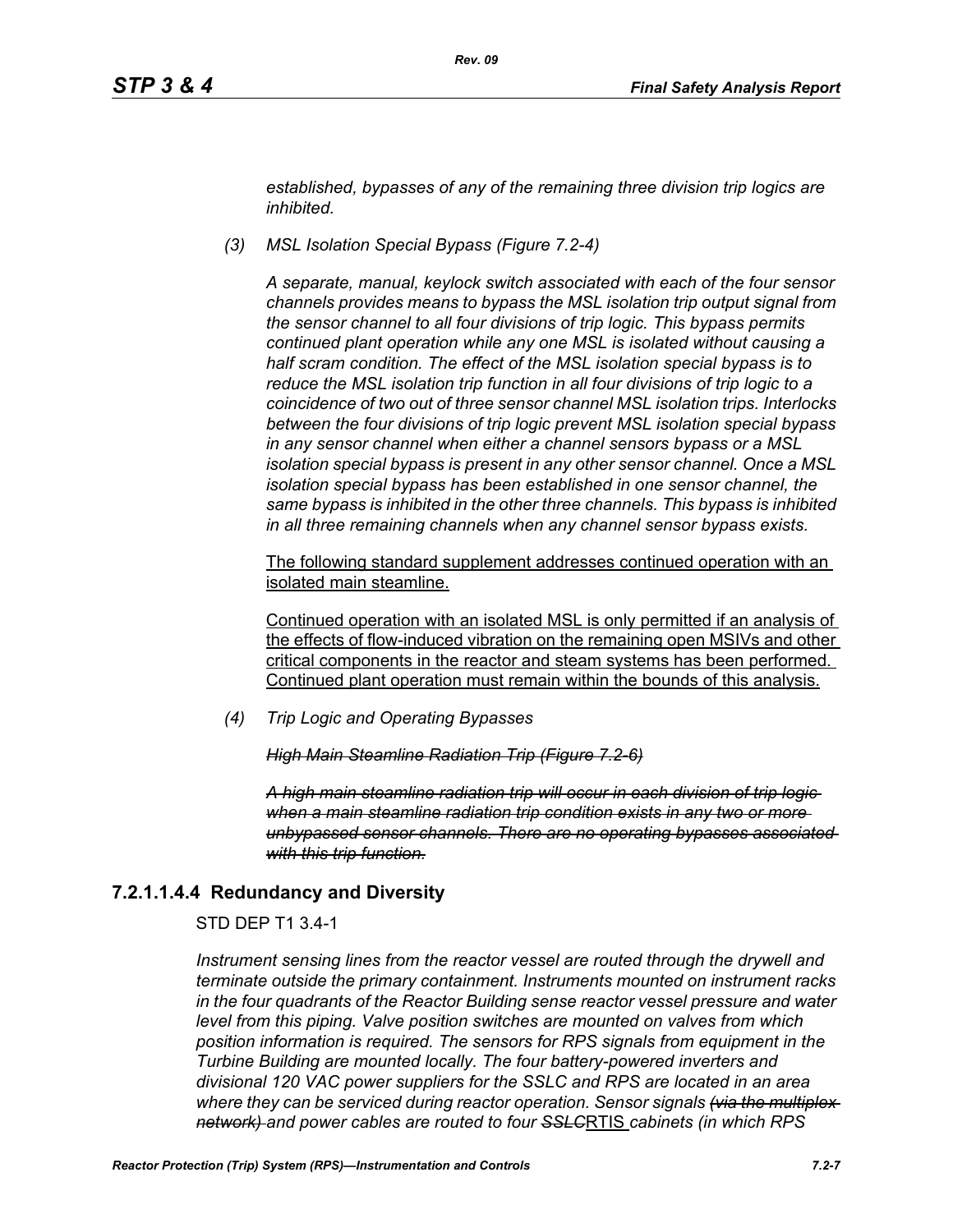*established, bypasses of any of the remaining three division trip logics are inhibited.*

*(3) MSL Isolation Special Bypass (Figure 7.2-4)*

*A separate, manual, keylock switch associated with each of the four sensor channels provides means to bypass the MSL isolation trip output signal from the sensor channel to all four divisions of trip logic. This bypass permits continued plant operation while any one MSL is isolated without causing a half scram condition. The effect of the MSL isolation special bypass is to reduce the MSL isolation trip function in all four divisions of trip logic to a coincidence of two out of three sensor channel MSL isolation trips. Interlocks between the four divisions of trip logic prevent MSL isolation special bypass in any sensor channel when either a channel sensors bypass or a MSL isolation special bypass is present in any other sensor channel. Once a MSL isolation special bypass has been established in one sensor channel, the same bypass is inhibited in the other three channels. This bypass is inhibited in all three remaining channels when any channel sensor bypass exists.*

<u>The following standard supplement addresses continued operation with an isolated main steamline.</u>

<u>Continued operation with an isolated MSL is only permitted if an analysis of the effects of flow-induced vibration on the remaining open MSIVs and other critical components in the reactor and steam systems has been performed. Continued plant operation must remain within the bounds of this analysis.</u>

*(4) Trip Logic and Operating Bypasses*

~~*High Main Steamline Radiation Trip (Figure 7.2-6)*~~

~~*A high main steamline radiation trip will occur in each division of trip logic when a main steamline radiation trip condition exists in any two or more unbypassed sensor channels. There are no operating bypasses associated with this trip function.*~~

### 7.2.1.1.4.4 Redundancy and Diversity

STD DEP T1 3.4-1

*Instrument sensing lines from the reactor vessel are routed through the drywell and terminate outside the primary containment. Instruments mounted on instrument racks in the four quadrants of the Reactor Building sense reactor vessel pressure and water level from this piping. Valve position switches are mounted on valves from which position information is required. The sensors for RPS signals from equipment in the Turbine Building are mounted locally. The four battery-powered inverters and divisional 120 VAC power suppliers for the SSLC and RPS are located in an area where they can be serviced during reactor operation. Sensor signals ~~(via the multiplex network)~~ and power cables are routed to four ~~SSLC~~*<u>RTIS</u> *cabinets (in which RPS*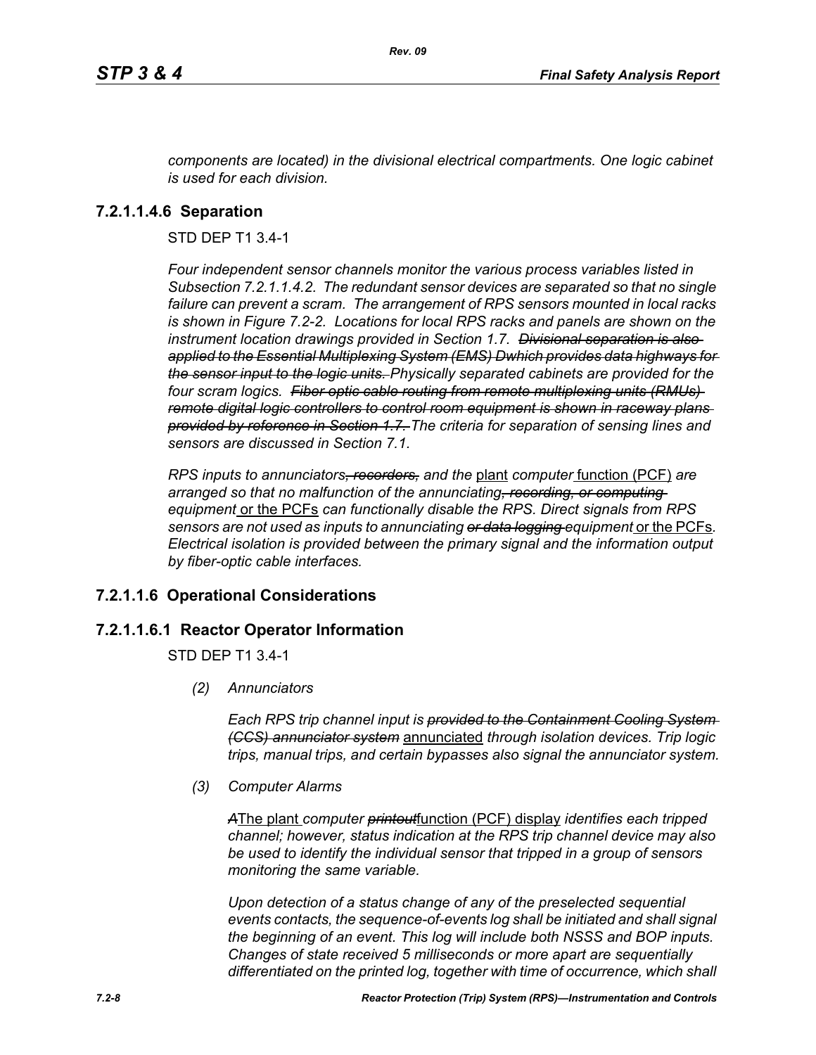*components are located) in the divisional electrical compartments. One logic cabinet is used for each division.*

### 7.2.1.1.4.6 Separation

STD DEP T1 3.4-1

*Four independent sensor channels monitor the various process variables listed in Subsection 7.2.1.1.4.2. The redundant sensor devices are separated so that no single failure can prevent a scram. The arrangement of RPS sensors mounted in local racks is shown in Figure 7.2-2. Locations for local RPS racks and panels are shown on the instrument location drawings provided in Section 1.7.* ~~*Divisional separation is also applied to the Essential Multiplexing System (EMS) Dwhich provides data highways for the sensor input to the logic units.*~~ *Physically separated cabinets are provided for the four scram logics.* ~~*Fiber optic cable routing from remote multiplexing units (RMUs) remote digital logic controllers to control room equipment is shown in raceway plans provided by reference in Section 1.7.*~~ *The criteria for separation of sensing lines and sensors are discussed in Section 7.1.*

*RPS inputs to annunciators*~~*, recorders,*~~ *and the* plant *computer* function (PCF) *are arranged so that no malfunction of the annunciating*~~*, recording, or computing*~~ *equipment* or the PCFs *can functionally disable the RPS. Direct signals from RPS sensors are not used as inputs to annunciating* ~~*or data logging*~~ *equipment* or the PCFs*. Electrical isolation is provided between the primary signal and the information output by fiber-optic cable interfaces.*

### 7.2.1.1.6 Operational Considerations

### 7.2.1.1.6.1 Reactor Operator Information

STD DEP T1 3.4-1

*(2) Annunciators*

*Each RPS trip channel input is* ~~*provided to the Containment Cooling System (CCS) annunciator system*~~ annunciated *through isolation devices. Trip logic trips, manual trips, and certain bypasses also signal the annunciator system.*

*(3) Computer Alarms*

~~*A*~~The plant *computer* ~~*printout*~~function (PCF) display *identifies each tripped channel; however, status indication at the RPS trip channel device may also be used to identify the individual sensor that tripped in a group of sensors monitoring the same variable.*

*Upon detection of a status change of any of the preselected sequential events contacts, the sequence-of-events log shall be initiated and shall signal the beginning of an event. This log will include both NSSS and BOP inputs. Changes of state received 5 milliseconds or more apart are sequentially differentiated on the printed log, together with time of occurrence, which shall*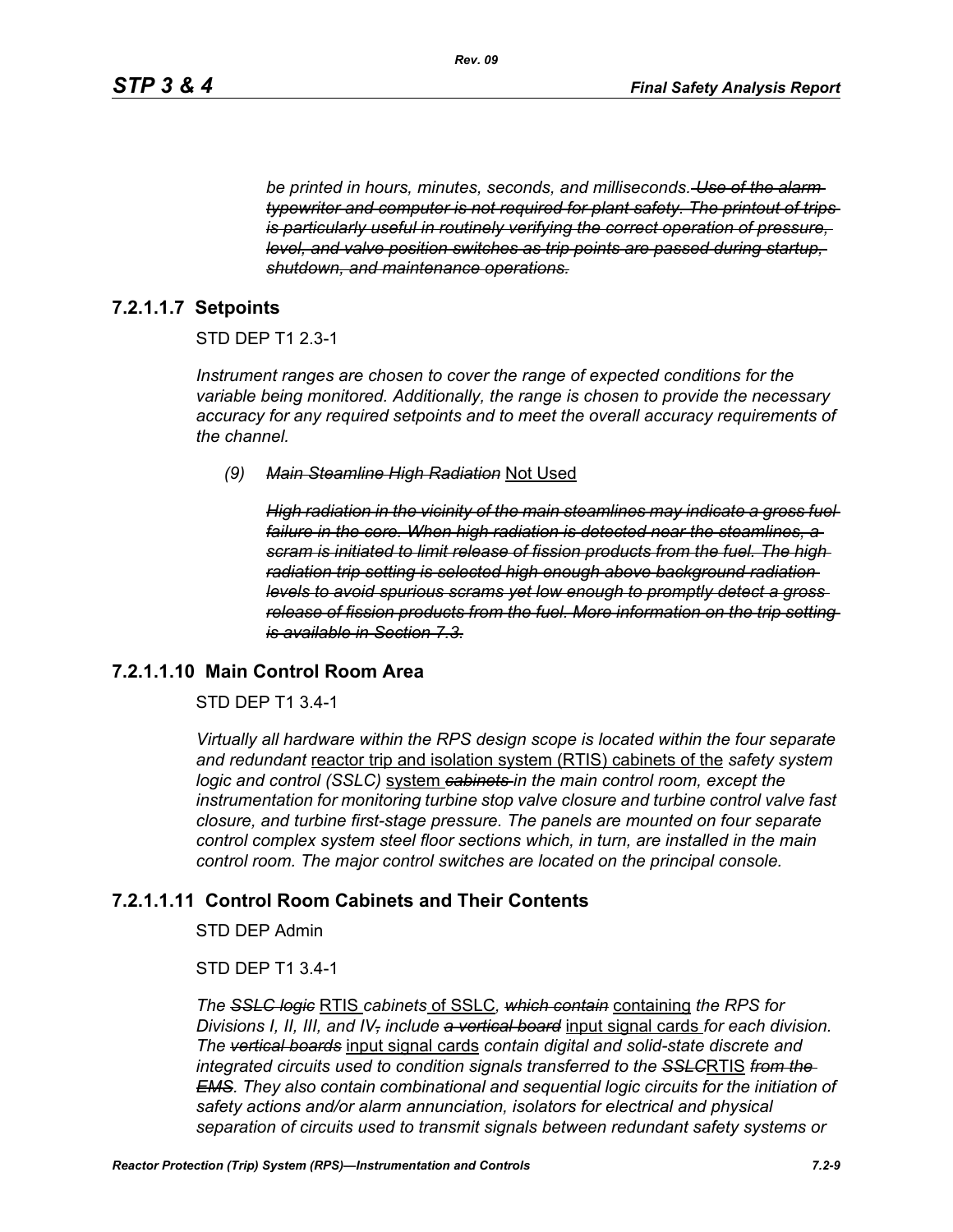*be printed in hours, minutes, seconds, and milliseconds.* ~~*Use of the alarm typewriter and computer is not required for plant safety. The printout of trips is particularly useful in routinely verifying the correct operation of pressure, level, and valve position switches as trip points are passed during startup, shutdown, and maintenance operations.*~~

### 7.2.1.1.7 Setpoints

STD DEP T1 2.3-1

*Instrument ranges are chosen to cover the range of expected conditions for the variable being monitored. Additionally, the range is chosen to provide the necessary accuracy for any required setpoints and to meet the overall accuracy requirements of the channel.*

*(9)* ~~*Main Steamline High Radiation*~~ <u>Not Used</u>

~~*High radiation in the vicinity of the main steamlines may indicate a gross fuel failure in the core. When high radiation is detected near the steamlines, a scram is initiated to limit release of fission products from the fuel. The high radiation trip setting is selected high enough above background radiation levels to avoid spurious scrams yet low enough to promptly detect a gross release of fission products from the fuel. More information on the trip setting is available in Section 7.3.*~~

### 7.2.1.1.10 Main Control Room Area

STD DEP T1 3.4-1

*Virtually all hardware within the RPS design scope is located within the four separate and redundant* <u>reactor trip and isolation system (RTIS) cabinets of the</u> *safety system logic and control (SSLC)* <u>system</u> ~~*cabinets*~~ *in the main control room, except the instrumentation for monitoring turbine stop valve closure and turbine control valve fast closure, and turbine first-stage pressure. The panels are mounted on four separate control complex system steel floor sections which, in turn, are installed in the main control room. The major control switches are located on the principal console.*

### 7.2.1.1.11 Control Room Cabinets and Their Contents

STD DEP Admin

STD DEP T1 3.4-1

*The* ~~*SSLC logic*~~ <u>RTIS</u> *cabinets* <u>of SSLC</u>*,* ~~*which contain*~~ <u>containing</u> *the RPS for Divisions I, II, III, and IV*~~*,*~~ *include* ~~*a vertical board*~~ <u>input signal cards</u> *for each division. The* ~~*vertical boards*~~ <u>input signal cards</u> *contain digital and solid-state discrete and integrated circuits used to condition signals transferred to the* ~~*SSLC*~~<u>RTIS</u> ~~*from the EMS*~~*. They also contain combinational and sequential logic circuits for the initiation of safety actions and/or alarm annunciation, isolators for electrical and physical separation of circuits used to transmit signals between redundant safety systems or*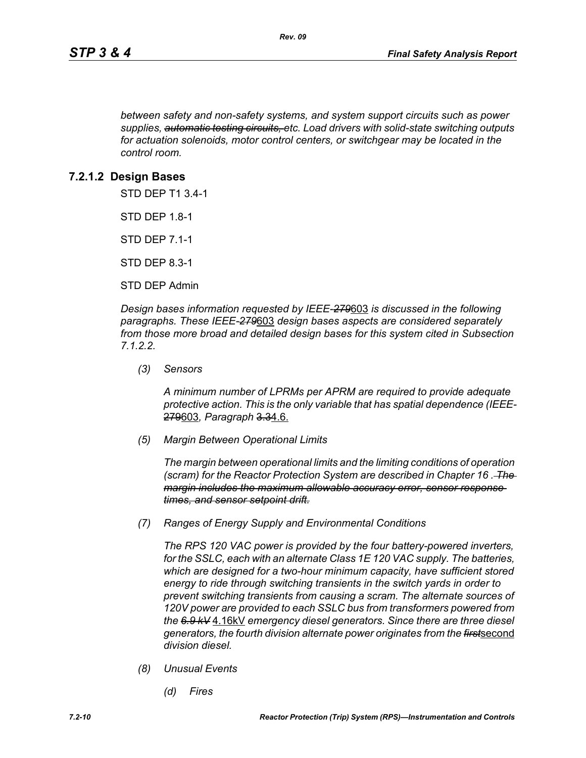*between safety and non-safety systems, and system support circuits such as power supplies, ~~automatic testing circuits,~~ etc. Load drivers with solid-state switching outputs for actuation solenoids, motor control centers, or switchgear may be located in the control room.*

### 7.2.1.2 Design Bases

STD DEP T1 3.4-1

STD DEP 1.8-1

STD DEP 7.1-1

STD DEP 8.3-1

STD DEP Admin

*Design bases information requested by IEEE-~~279~~*603 *is discussed in the following paragraphs. These IEEE-~~279~~*603 *design bases aspects are considered separately from those more broad and detailed design bases for this system cited in Subsection 7.1.2.2.*

*(3) Sensors*

*A minimum number of LPRMs per APRM are required to provide adequate protective action. This is the only variable that has spatial dependence (IEEE-~~279~~*603*, Paragraph ~~3.3~~*4.6.

*(5) Margin Between Operational Limits*

*The margin between operational limits and the limiting conditions of operation (scram) for the Reactor Protection System are described in Chapter 16 . ~~The margin includes the maximum allowable accuracy error, sensor response times, and sensor setpoint drift.~~*

*(7) Ranges of Energy Supply and Environmental Conditions*

*The RPS 120 VAC power is provided by the four battery-powered inverters, for the SSLC, each with an alternate Class 1E 120 VAC supply. The batteries, which are designed for a two-hour minimum capacity, have sufficient stored energy to ride through switching transients in the switch yards in order to prevent switching transients from causing a scram. The alternate sources of 120V power are provided to each SSLC bus from transformers powered from the ~~6.9 kV~~* 4.16kV *emergency diesel generators. Since there are three diesel generators, the fourth division alternate power originates from the ~~first~~*second *division diesel.*

*(8) Unusual Events*

*(d) Fires*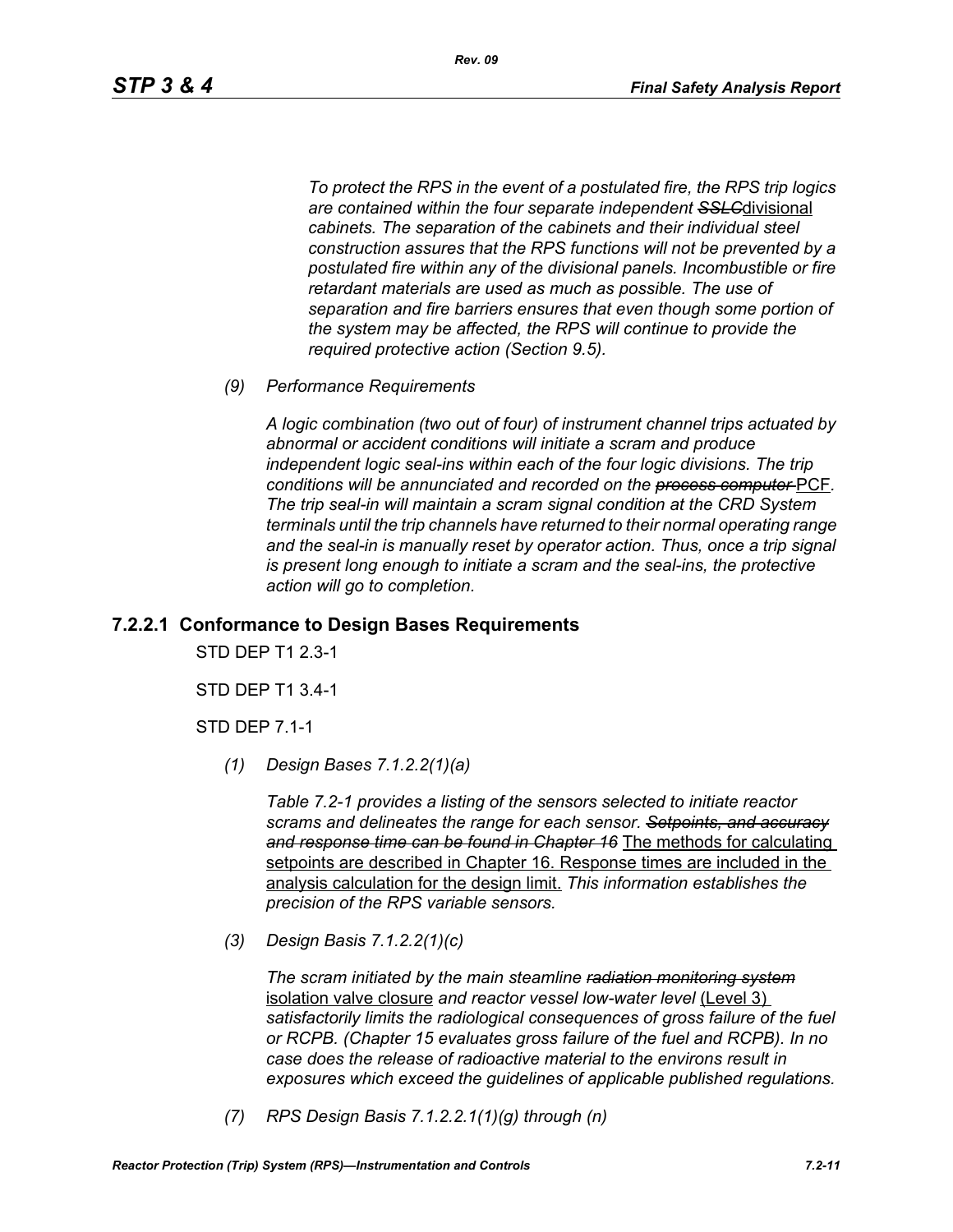*To protect the RPS in the event of a postulated fire, the RPS trip logics are contained within the four separate independent ~~SSLC~~*divisional *cabinets. The separation of the cabinets and their individual steel construction assures that the RPS functions will not be prevented by a postulated fire within any of the divisional panels. Incombustible or fire retardant materials are used as much as possible. The use of separation and fire barriers ensures that even though some portion of the system may be affected, the RPS will continue to provide the required protective action (Section 9.5).*

*(9) Performance Requirements*

*A logic combination (two out of four) of instrument channel trips actuated by abnormal or accident conditions will initiate a scram and produce independent logic seal-ins within each of the four logic divisions. The trip conditions will be annunciated and recorded on the ~~process computer~~* PCF*. The trip seal-in will maintain a scram signal condition at the CRD System terminals until the trip channels have returned to their normal operating range and the seal-in is manually reset by operator action. Thus, once a trip signal is present long enough to initiate a scram and the seal-ins, the protective action will go to completion.*

### 7.2.2.1 Conformance to Design Bases Requirements

STD DEP T1 2.3-1

STD DEP T1 3.4-1

STD DEP 7.1-1

*(1) Design Bases 7.1.2.2(1)(a)*

*Table 7.2-1 provides a listing of the sensors selected to initiate reactor scrams and delineates the range for each sensor. ~~Setpoints, and accuracy and response time can be found in Chapter 16~~* The methods for calculating setpoints are described in Chapter 16. Response times are included in the analysis calculation for the design limit. *This information establishes the precision of the RPS variable sensors.*

*(3) Design Basis 7.1.2.2(1)(c)*

*The scram initiated by the main steamline ~~radiation monitoring system~~* isolation valve closure *and reactor vessel low-water level* (Level 3) *satisfactorily limits the radiological consequences of gross failure of the fuel or RCPB. (Chapter 15 evaluates gross failure of the fuel and RCPB). In no case does the release of radioactive material to the environs result in exposures which exceed the guidelines of applicable published regulations.*

*(7) RPS Design Basis 7.1.2.2.1(1)(g) through (n)*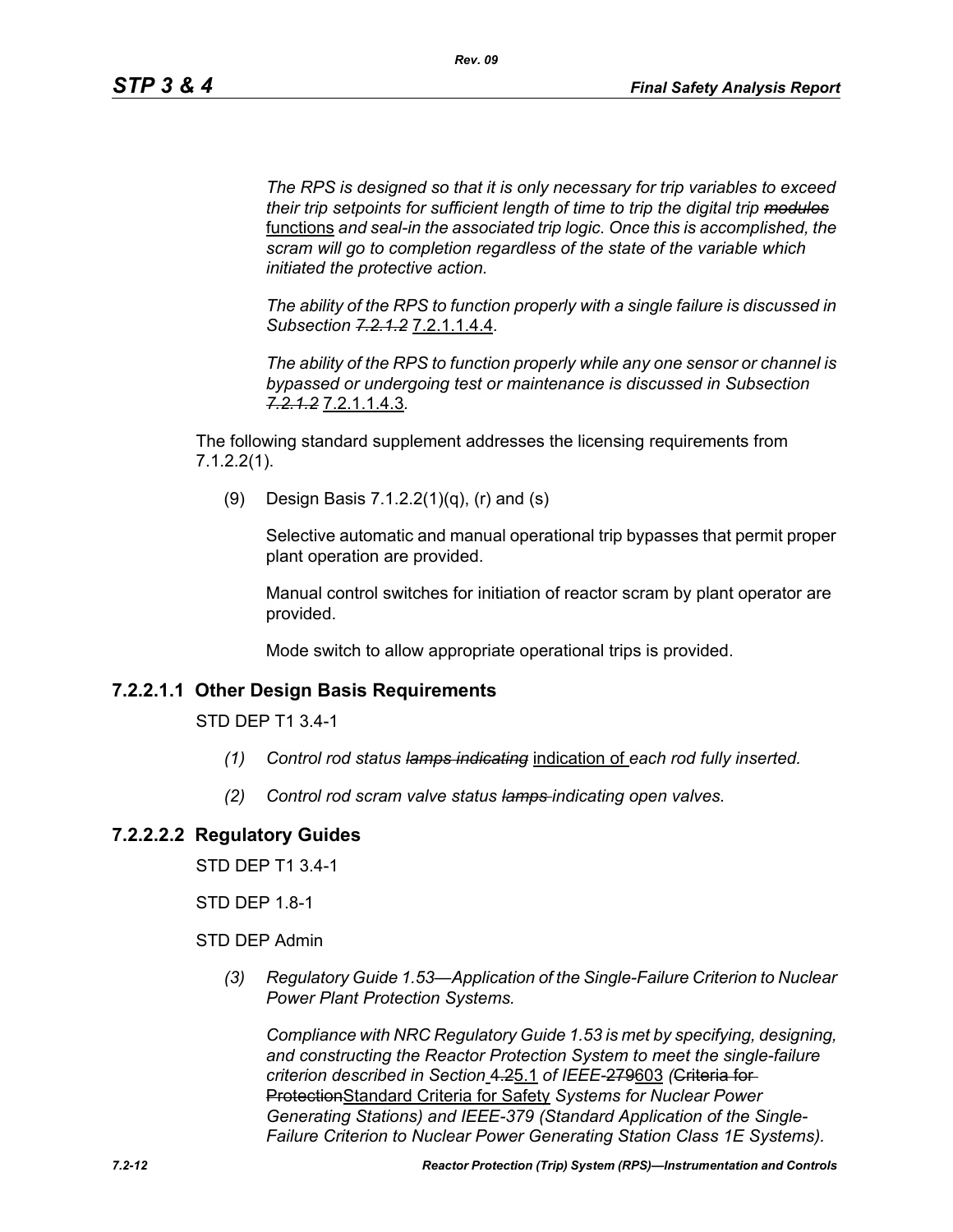*The RPS is designed so that it is only necessary for trip variables to exceed their trip setpoints for sufficient length of time to trip the digital trip ~~modules~~* functions *and seal-in the associated trip logic. Once this is accomplished, the scram will go to completion regardless of the state of the variable which initiated the protective action.*

*The ability of the RPS to function properly with a single failure is discussed in Subsection ~~7.2.1.2~~* 7.2.1.1.4.4*.*

*The ability of the RPS to function properly while any one sensor or channel is bypassed or undergoing test or maintenance is discussed in Subsection ~~7.2.1.2~~* 7.2.1.1.4.3*.*

The following standard supplement addresses the licensing requirements from 7.1.2.2(1).

(9) Design Basis 7.1.2.2(1)(q), (r) and (s)

Selective automatic and manual operational trip bypasses that permit proper plant operation are provided.

Manual control switches for initiation of reactor scram by plant operator are provided.

Mode switch to allow appropriate operational trips is provided.

### 7.2.2.1.1 Other Design Basis Requirements

STD DEP T1 3.4-1

*(1) Control rod status ~~lamps indicating~~* indication of *each rod fully inserted.*

*(2) Control rod scram valve status ~~lamps~~ indicating open valves.*

### 7.2.2.2.2 Regulatory Guides

STD DEP T1 3.4-1

STD DEP 1.8-1

STD DEP Admin

*(3) Regulatory Guide 1.53—Application of the Single-Failure Criterion to Nuclear Power Plant Protection Systems.*

*Compliance with NRC Regulatory Guide 1.53 is met by specifying, designing, and constructing the Reactor Protection System to meet the single-failure criterion described in Section* ~~4.2~~5.1 *of IEEE-*~~279~~603 *(*~~Criteria for Protection~~Standard Criteria for Safety *Systems for Nuclear Power Generating Stations) and IEEE-379 (Standard Application of the Single-Failure Criterion to Nuclear Power Generating Station Class 1E Systems).*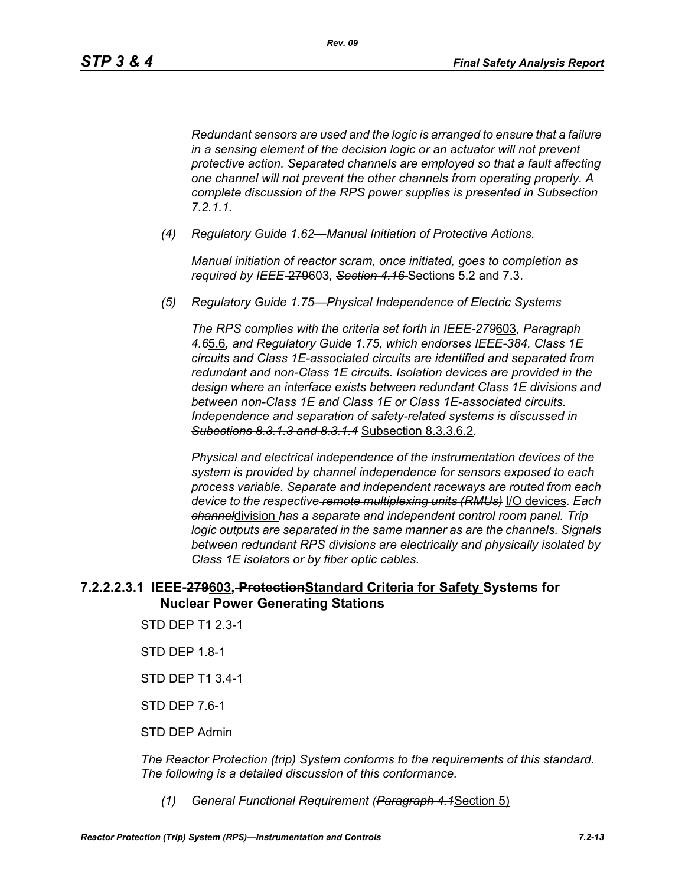*Redundant sensors are used and the logic is arranged to ensure that a failure in a sensing element of the decision logic or an actuator will not prevent protective action. Separated channels are employed so that a fault affecting one channel will not prevent the other channels from operating properly. A complete discussion of the RPS power supplies is presented in Subsection 7.2.1.1.*

*(4) Regulatory Guide 1.62—Manual Initiation of Protective Actions.*

*Manual initiation of reactor scram, once initiated, goes to completion as required by IEEE-~~279~~*603*, ~~Section 4.16~~* Sections 5.2 and 7.3.

*(5) Regulatory Guide 1.75—Physical Independence of Electric Systems*

*The RPS complies with the criteria set forth in IEEE-~~279~~*603*, Paragraph ~~4.6~~*5.6*, and Regulatory Guide 1.75, which endorses IEEE-384. Class 1E circuits and Class 1E-associated circuits are identified and separated from redundant and non-Class 1E circuits. Isolation devices are provided in the design where an interface exists between redundant Class 1E divisions and between non-Class 1E and Class 1E or Class 1E-associated circuits. Independence and separation of safety-related systems is discussed in ~~Subsections 8.3.1.3 and 8.3.1.4~~* Subsection 8.3.3.6.2.

*Physical and electrical independence of the instrumentation devices of the system is provided by channel independence for sensors exposed to each process variable. Separate and independent raceways are routed from each device to the respective ~~remote multiplexing units (RMUs)~~* I/O devices*. Each ~~channel~~*division *has a separate and independent control room panel. Trip logic outputs are separated in the same manner as are the channels. Signals between redundant RPS divisions are electrically and physically isolated by Class 1E isolators or by fiber optic cables.*

#### 7.2.2.2.3.1 IEEE-~~279~~603, ~~Protection~~Standard Criteria for Safety Systems for Nuclear Power Generating Stations

STD DEP T1 2.3-1

STD DEP 1.8-1

STD DEP T1 3.4-1

STD DEP 7.6-1

STD DEP Admin

*The Reactor Protection (trip) System conforms to the requirements of this standard. The following is a detailed discussion of this conformance.*

*(1) General Functional Requirement (~~Paragraph 4.1~~*Section 5)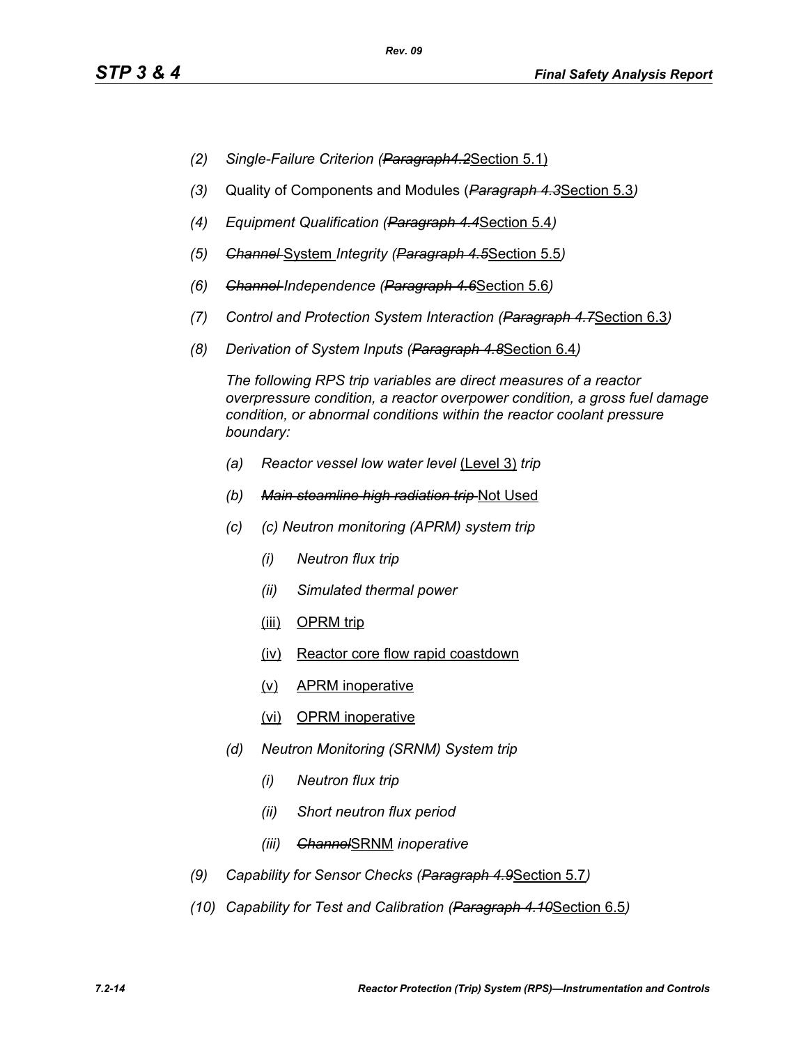- *(2)* *Single-Failure Criterion (~~Paragraph4.2~~*Section 5.1)
- *(3)* Quality of Components and Modules (*~~Paragraph 4.3~~*Section 5.3*)*
- *(4)* *Equipment Qualification (~~Paragraph 4.4~~*Section 5.4*)*
- *(5)* *~~Channel~~* System *Integrity (~~Paragraph 4.5~~*Section 5.5*)*
- *(6)* *~~Channel~~ Independence (~~Paragraph 4.6~~*Section 5.6*)*
- *(7)* *Control and Protection System Interaction (~~Paragraph 4.7~~*Section 6.3*)*
- *(8)* *Derivation of System Inputs (~~Paragraph 4.8~~*Section 6.4*)*

  *The following RPS trip variables are direct measures of a reactor overpressure condition, a reactor overpower condition, a gross fuel damage condition, or abnormal conditions within the reactor coolant pressure boundary:*

  - *(a)* *Reactor vessel low water level* (Level 3) *trip*
  - *(b)* *~~Main steamline high radiation trip~~* Not Used
  - *(c)* *(c) Neutron monitoring (APRM) system trip*
    - *(i)* *Neutron flux trip*
    - *(ii)* *Simulated thermal power*
    - (iii) OPRM trip
    - (iv) Reactor core flow rapid coastdown
    - (v) APRM inoperative
    - (vi) OPRM inoperative
  - *(d)* *Neutron Monitoring (SRNM) System trip*
    - *(i)* *Neutron flux trip*
    - *(ii)* *Short neutron flux period*
    - *(iii)* *~~Channel~~*SRNM *inoperative*
- *(9)* *Capability for Sensor Checks (~~Paragraph 4.9~~*Section 5.7*)*
- *(10)* *Capability for Test and Calibration (~~Paragraph 4.10~~*Section 6.5*)*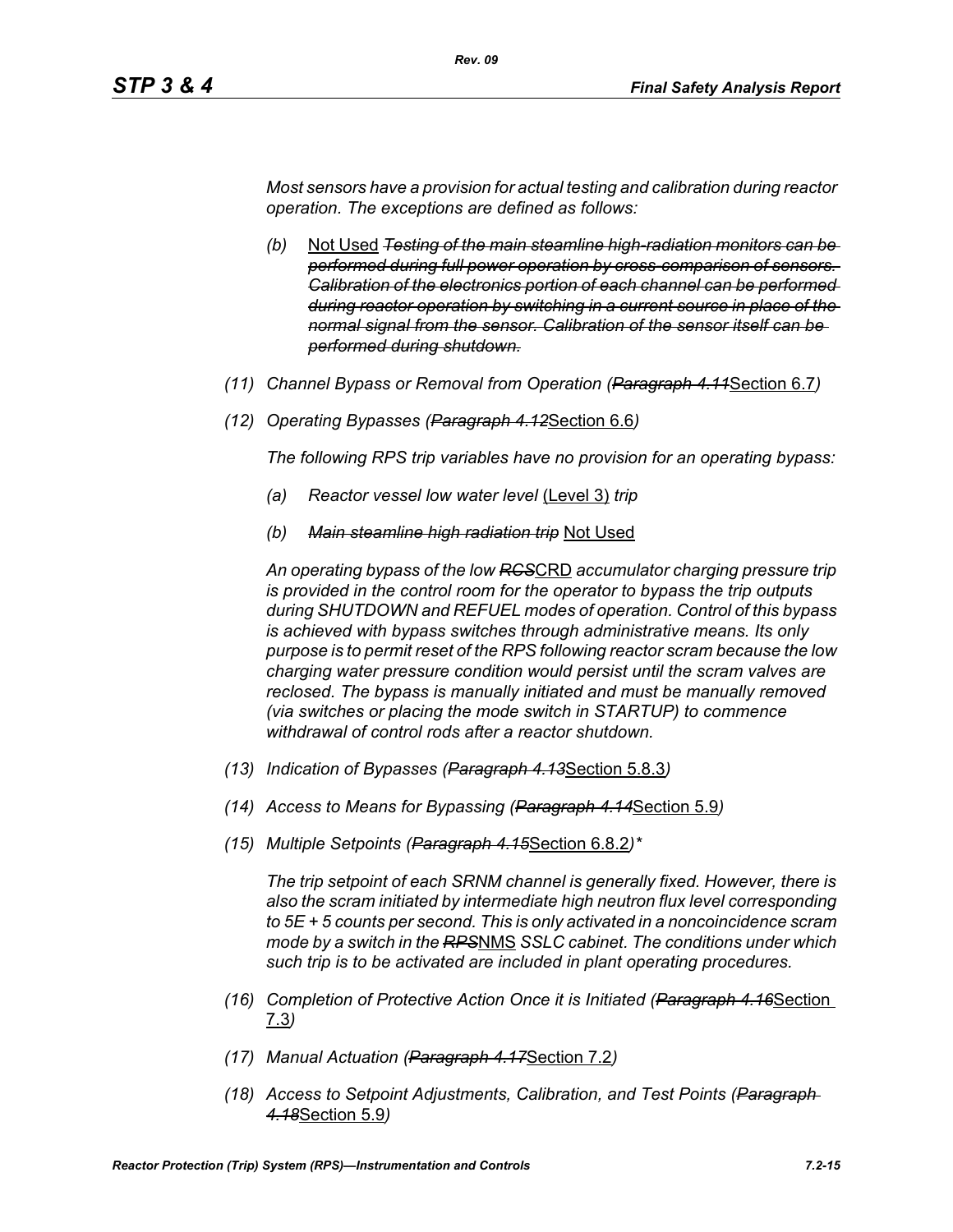*Most sensors have a provision for actual testing and calibration during reactor operation. The exceptions are defined as follows:*

- *(b)* Not Used ~~*Testing of the main steamline high-radiation monitors can be performed during full power operation by cross-comparison of sensors. Calibration of the electronics portion of each channel can be performed during reactor operation by switching in a current source in place of the normal signal from the sensor. Calibration of the sensor itself can be performed during shutdown.*~~

*(11) Channel Bypass or Removal from Operation (~~Paragraph 4.11~~*Section 6.7*)*

*(12) Operating Bypasses (~~Paragraph 4.12~~*Section 6.6*)*

*The following RPS trip variables have no provision for an operating bypass:*

- *(a) Reactor vessel low water level* (Level 3) *trip*
- *(b) ~~Main steamline high radiation trip~~* Not Used

*An operating bypass of the low ~~RCS~~*CRD *accumulator charging pressure trip is provided in the control room for the operator to bypass the trip outputs during SHUTDOWN and REFUEL modes of operation. Control of this bypass is achieved with bypass switches through administrative means. Its only purpose is to permit reset of the RPS following reactor scram because the low charging water pressure condition would persist until the scram valves are reclosed. The bypass is manually initiated and must be manually removed (via switches or placing the mode switch in STARTUP) to commence withdrawal of control rods after a reactor shutdown.*

*(13) Indication of Bypasses (~~Paragraph 4.13~~*Section 5.8.3*)*

*(14) Access to Means for Bypassing (~~Paragraph 4.14~~*Section 5.9*)*

*(15) Multiple Setpoints (~~Paragraph 4.15~~*Section 6.8.2*)\**

*The trip setpoint of each SRNM channel is generally fixed. However, there is also the scram initiated by intermediate high neutron flux level corresponding to 5E + 5 counts per second. This is only activated in a noncoincidence scram mode by a switch in the ~~RPS~~*NMS *SSLC cabinet. The conditions under which such trip is to be activated are included in plant operating procedures.*

*(16) Completion of Protective Action Once it is Initiated (~~Paragraph 4.16~~*Section 7.3*)*

*(17) Manual Actuation (~~Paragraph 4.17~~*Section 7.2*)*

*(18) Access to Setpoint Adjustments, Calibration, and Test Points (~~Paragraph 4.18~~*Section 5.9*)*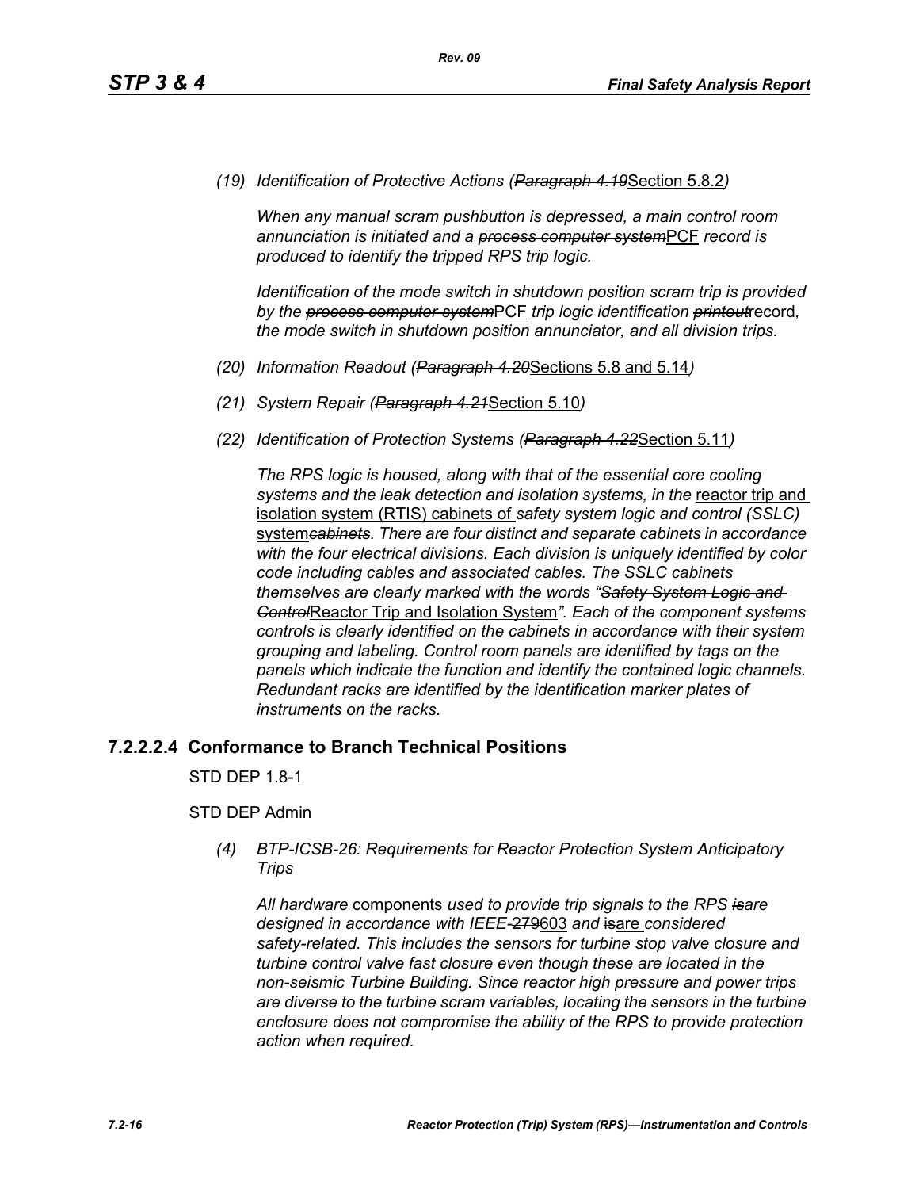*(19) Identification of Protective Actions (~~Paragraph 4.19~~Section 5.8.2)*

*When any manual scram pushbutton is depressed, a main control room annunciation is initiated and a ~~process computer system~~PCF record is produced to identify the tripped RPS trip logic.*

*Identification of the mode switch in shutdown position scram trip is provided by the ~~process computer system~~PCF trip logic identification ~~printout~~record, the mode switch in shutdown position annunciator, and all division trips.*

*(20) Information Readout (~~Paragraph 4.20~~Sections 5.8 and 5.14)*

*(21) System Repair (~~Paragraph 4.21~~Section 5.10)*

*(22) Identification of Protection Systems (~~Paragraph 4.22~~Section 5.11)*

*The RPS logic is housed, along with that of the essential core cooling systems and the leak detection and isolation systems, in the* reactor trip and isolation system (RTIS) cabinets of *safety system logic and control (SSLC)* system~~*cabinets*~~*. There are four distinct and separate cabinets in accordance with the four electrical divisions. Each division is uniquely identified by color code including cables and associated cables. The SSLC cabinets themselves are clearly marked with the words "~~Safety System Logic and Control~~*Reactor Trip and Isolation System*". Each of the component systems controls is clearly identified on the cabinets in accordance with their system grouping and labeling. Control room panels are identified by tags on the panels which indicate the function and identify the contained logic channels. Redundant racks are identified by the identification marker plates of instruments on the racks.*

### 7.2.2.2.4 Conformance to Branch Technical Positions

STD DEP 1.8-1

STD DEP Admin

*(4) BTP-ICSB-26: Requirements for Reactor Protection System Anticipatory Trips*

*All hardware* components *used to provide trip signals to the RPS ~~is~~are designed in accordance with IEEE-~~279~~*603 *and* ~~is~~are *considered safety-related. This includes the sensors for turbine stop valve closure and turbine control valve fast closure even though these are located in the non-seismic Turbine Building. Since reactor high pressure and power trips are diverse to the turbine scram variables, locating the sensors in the turbine enclosure does not compromise the ability of the RPS to provide protection action when required.*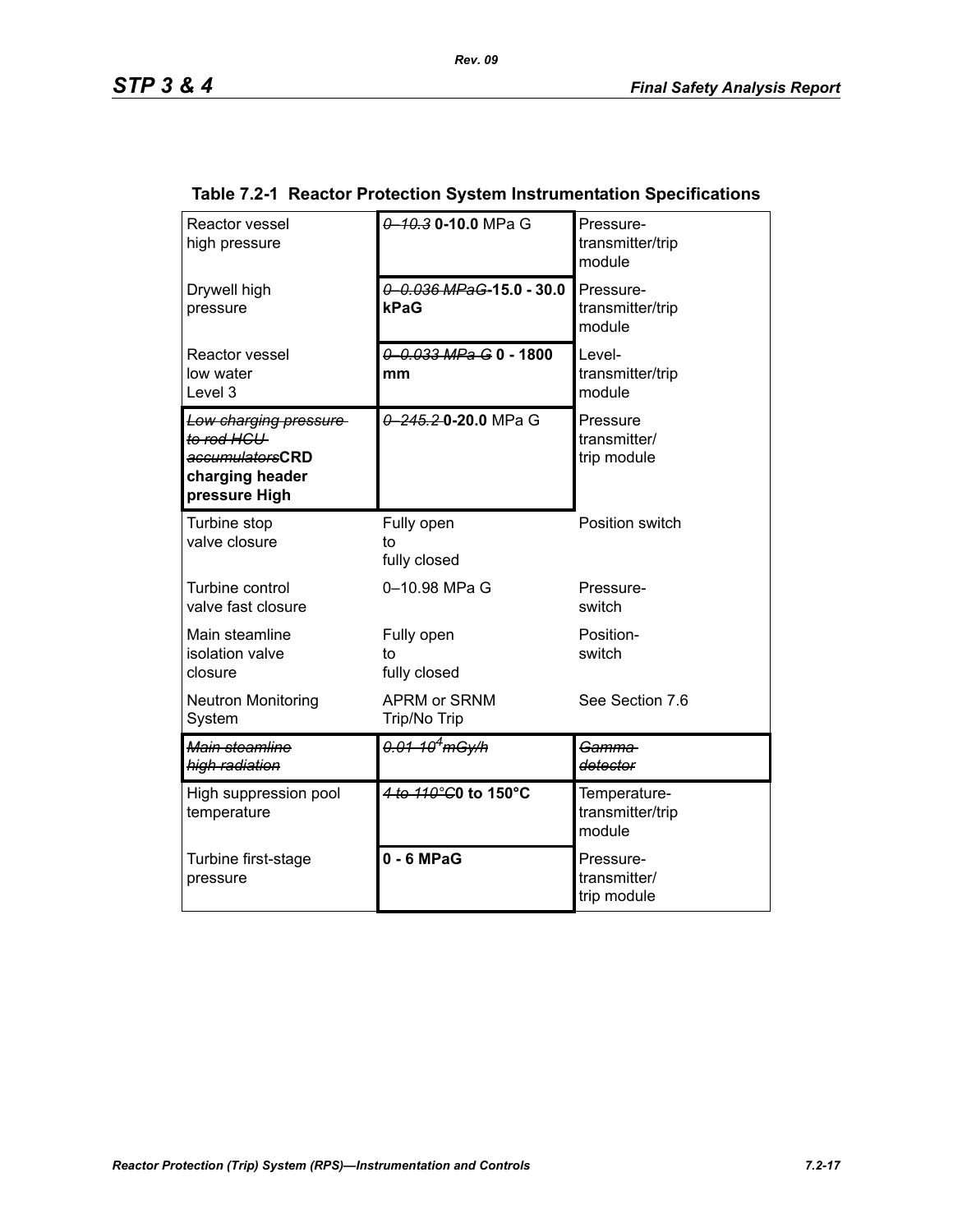**Table 7.2-1 Reactor Protection System Instrumentation Specifications**

| | | |
|---|---|---|
| Reactor vessel high pressure | ~~0–10.3~~ **0-10.0** MPa G | Pressure-transmitter/trip module |
| Drywell high pressure | ~~0–0.036 MPaG~~**-15.0 - 30.0 kPaG** | Pressure-transmitter/trip module |
| Reactor vessel low water Level 3 | ~~0–0.033 MPa G~~ **0 - 1800 mm** | Level-transmitter/trip module |
| ~~Low charging pressure to rod HCU accumulators~~**CRD charging header pressure High** | ~~0–245.2~~ **0-20.0** MPa G | Pressure transmitter/ trip module |
| Turbine stop valve closure | Fully open to fully closed | Position switch |
| Turbine control valve fast closure | 0–10.98 MPa G | Pressure-switch |
| Main steamline isolation valve closure | Fully open to fully closed | Position-switch |
| Neutron Monitoring System | APRM or SRNM Trip/No Trip | See Section 7.6 |
| ~~Main steamline high radiation~~ | ~~0.01–$10^4$ mGy/h~~ | ~~Gamma detector~~ |
| High suppression pool temperature | ~~4 to 110°C~~**0 to 150°C** | Temperature-transmitter/trip module |
| Turbine first-stage pressure | **0 - 6 MPaG** | Pressure-transmitter/ trip module |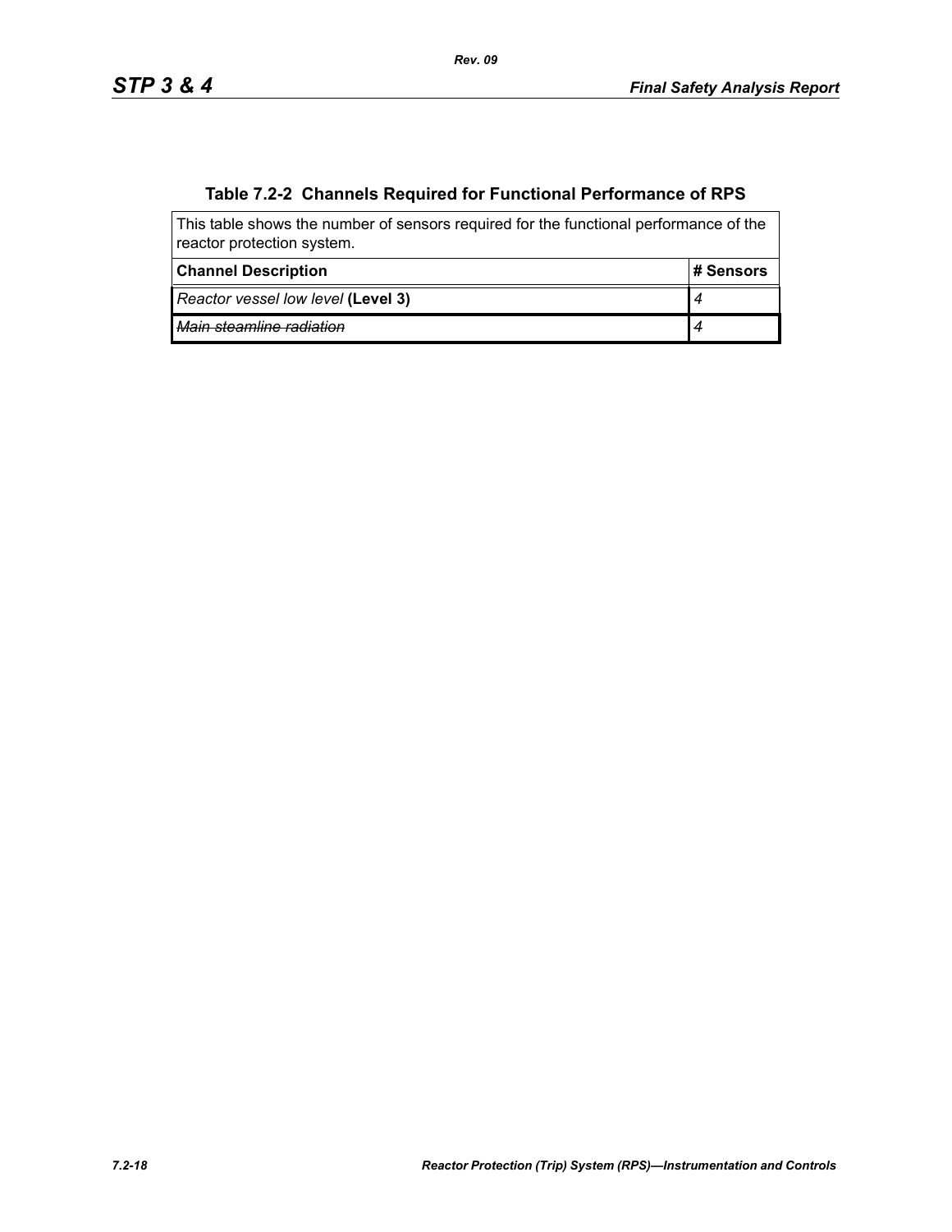**Table 7.2-2 Channels Required for Functional Performance of RPS**

This table shows the number of sensors required for the functional performance of the reactor protection system.

| Channel Description | # Sensors |
|---|---|
| *Reactor vessel low level* **(Level 3)** | *4* |
| ~~*Main steamline radiation*~~ | ~~*4*~~ |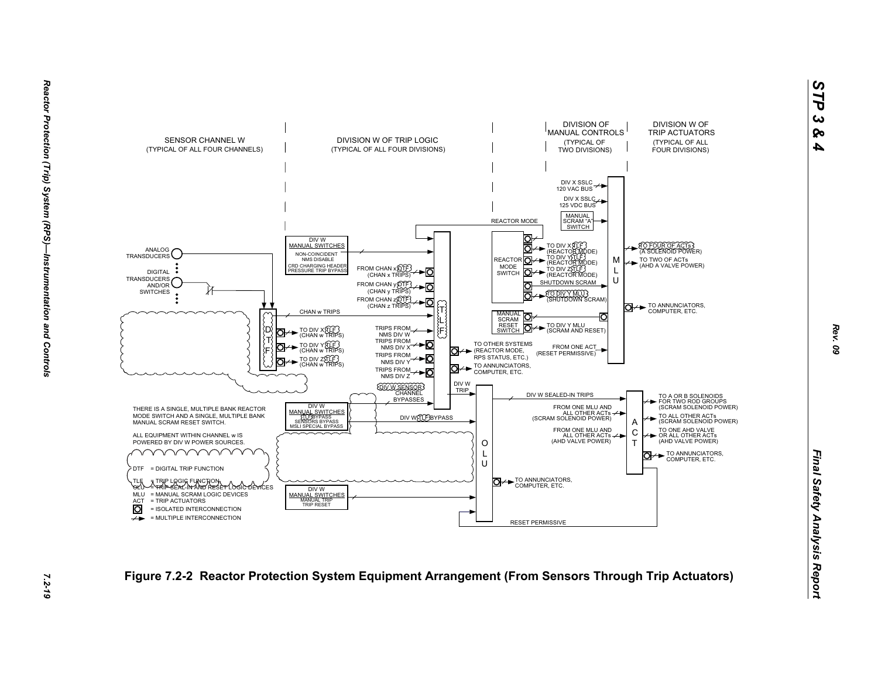SENSOR CHANNEL W
(TYPICAL OF ALL FOUR CHANNELS)

DIVISION W OF TRIP LOGIC
(TYPICAL OF ALL FOUR DIVISIONS)

DIVISION OF MANUAL CONTROLS
(TYPICAL OF TWO DIVISIONS)

DIVISION W OF TRIP ACTUATORS
(TYPICAL OF ALL FOUR DIVISIONS)

ANALOG TRANSDUCERS

DIGITAL TRANSDUCERS AND/OR SWITCHES

DTF

DIV W MANUAL SWITCHES
NON-COINCIDENT NMS DISABLE
CRD CHARGING HEADER PRESSURE TRIP BYPASS

FROM CHAN x DTF (CHAN x TRIPS)
FROM CHAN y DTF (CHAN y TRIPS)
FROM CHAN z DTF (CHAN z TRIPS)

CHAN w TRIPS

TO DIV X TLF (CHAN w TRIPS)
TO DIV Y TLF (CHAN w TRIPS)
TO DIV Z TLF (CHAN w TRIPS)

TRIPS FROM NMS DIV W
TRIPS FROM NMS DIV X
TRIPS FROM NMS DIV Y
TRIPS FROM NMS DIV Z

TLF

TO OTHER SYSTEMS (REACTOR MODE, RPS STATUS, ETC.)
TO ANNUNCIATORS, COMPUTER, ETC.

DIV W SENSOR CHANNEL BYPASSES

DIV W TRIP

REACTOR MODE

REACTOR MODE SWITCH

TO DIV X TLF (REACTOR MODE)
TO DIV Y TLF (REACTOR MODE)
TO DIV Z TLF (REACTOR MODE)
SHUTDOWN SCRAM
TO DIV Y MLU (SHUTDOWN SCRAM)

MANUAL SCRAM RESET SWITCH

TO DIV Y MLU (SCRAM AND RESET)

FROM ONE ACT (RESET PERMISSIVE)

DIV X SSLC 120 VAC BUS
DIV X SSLC 125 VDC BUS
MANUAL SCRAM "A" SWITCH

MLU

TO FOUR OF ACTs (A SOLENOID POWER)
TO TWO OF ACTs (AHD A VALVE POWER)
TO ANNUNCIATORS, COMPUTER, ETC.

THERE IS A SINGLE, MULTIPLE BANK REACTOR MODE SWITCH AND A SINGLE, MULTIPLE BANK MANUAL SCRAM RESET SWITCH.

ALL EQUIPMENT WITHIN CHANNEL w IS POWERED BY DIV W POWER SOURCES.

DIV W MANUAL SWITCHES
TLF BYPASS
SENSORS BYPASS
MSLI SPECIAL BYPASS

DIV W TLF BYPASS

OLU

DIV W SEALED-IN TRIPS

FROM ONE MLU AND ALL OTHER ACTs (SCRAM SOLENOID POWER)
FROM ONE MLU AND ALL OTHER ACTs (AHD VALVE POWER)

ACT

TO A OR B SOLENOIDS FOR TWO ROD GROUPS (SCRAM SOLENOID POWER)
TO ALL OTHER ACTs (SCRAM SOLENOID POWER)
TO ONE AHD VALVE OR ALL OTHER ACTs (AHD VALVE POWER)
TO ANNUNCIATORS, COMPUTER, ETC.

DIV W MANUAL SWITCHES
MANUAL TRIP
TRIP RESET

TO ANNUNCIATORS, COMPUTER, ETC.

RESET PERMISSIVE

DTF = DIGITAL TRIP FUNCTION
TLF = TRIP LOGIC FUNCTION
OLU = TRIP SEAL-IN AND RESET LOGIC DEVICES
MLU = MANUAL SCRAM LOGIC DEVICES
ACT = TRIP ACTUATORS
[O] = ISOLATED INTERCONNECTION
⟋ = MULTIPLE INTERCONNECTION

**Figure 7.2-2 Reactor Protection System Equipment Arrangement (From Sensors Through Trip Actuators)**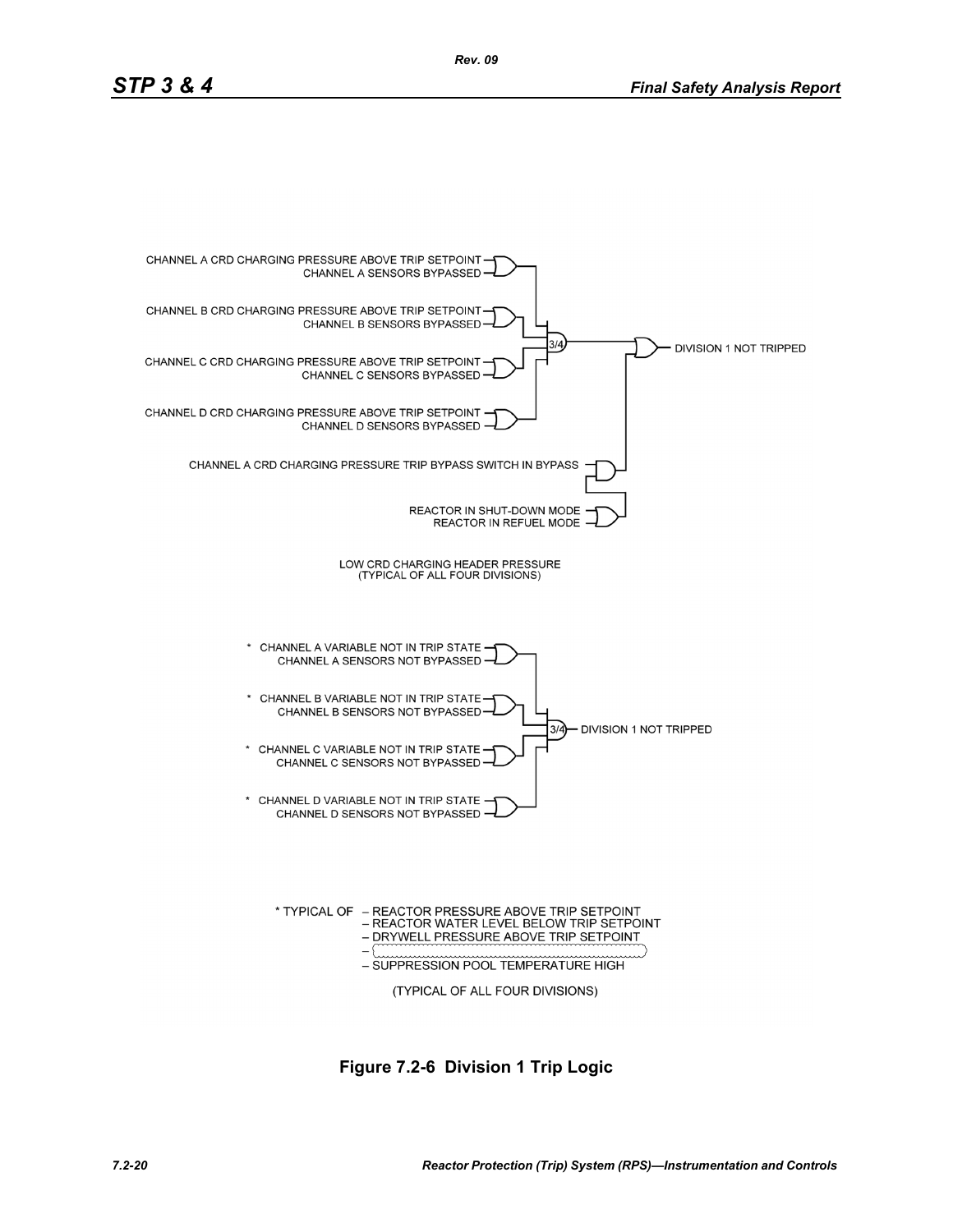CHANNEL A CRD CHARGING PRESSURE ABOVE TRIP SETPOINT
CHANNEL A SENSORS BYPASSED

CHANNEL B CRD CHARGING PRESSURE ABOVE TRIP SETPOINT
CHANNEL B SENSORS BYPASSED

CHANNEL C CRD CHARGING PRESSURE ABOVE TRIP SETPOINT
CHANNEL C SENSORS BYPASSED

CHANNEL D CRD CHARGING PRESSURE ABOVE TRIP SETPOINT
CHANNEL D SENSORS BYPASSED

3/4

DIVISION 1 NOT TRIPPED

CHANNEL A CRD CHARGING PRESSURE TRIP BYPASS SWITCH IN BYPASS

REACTOR IN SHUT-DOWN MODE
REACTOR IN REFUEL MODE

LOW CRD CHARGING HEADER PRESSURE
(TYPICAL OF ALL FOUR DIVISIONS)

\* CHANNEL A VARIABLE NOT IN TRIP STATE
CHANNEL A SENSORS NOT BYPASSED

\* CHANNEL B VARIABLE NOT IN TRIP STATE
CHANNEL B SENSORS NOT BYPASSED

\* CHANNEL C VARIABLE NOT IN TRIP STATE
CHANNEL C SENSORS NOT BYPASSED

\* CHANNEL D VARIABLE NOT IN TRIP STATE
CHANNEL D SENSORS NOT BYPASSED

3/4

DIVISION 1 NOT TRIPPED

\* TYPICAL OF
- REACTOR PRESSURE ABOVE TRIP SETPOINT
- REACTOR WATER LEVEL BELOW TRIP SETPOINT
- DRYWELL PRESSURE ABOVE TRIP SETPOINT
- 
- SUPPRESSION POOL TEMPERATURE HIGH

(TYPICAL OF ALL FOUR DIVISIONS)

**Figure 7.2-6 Division 1 Trip Logic**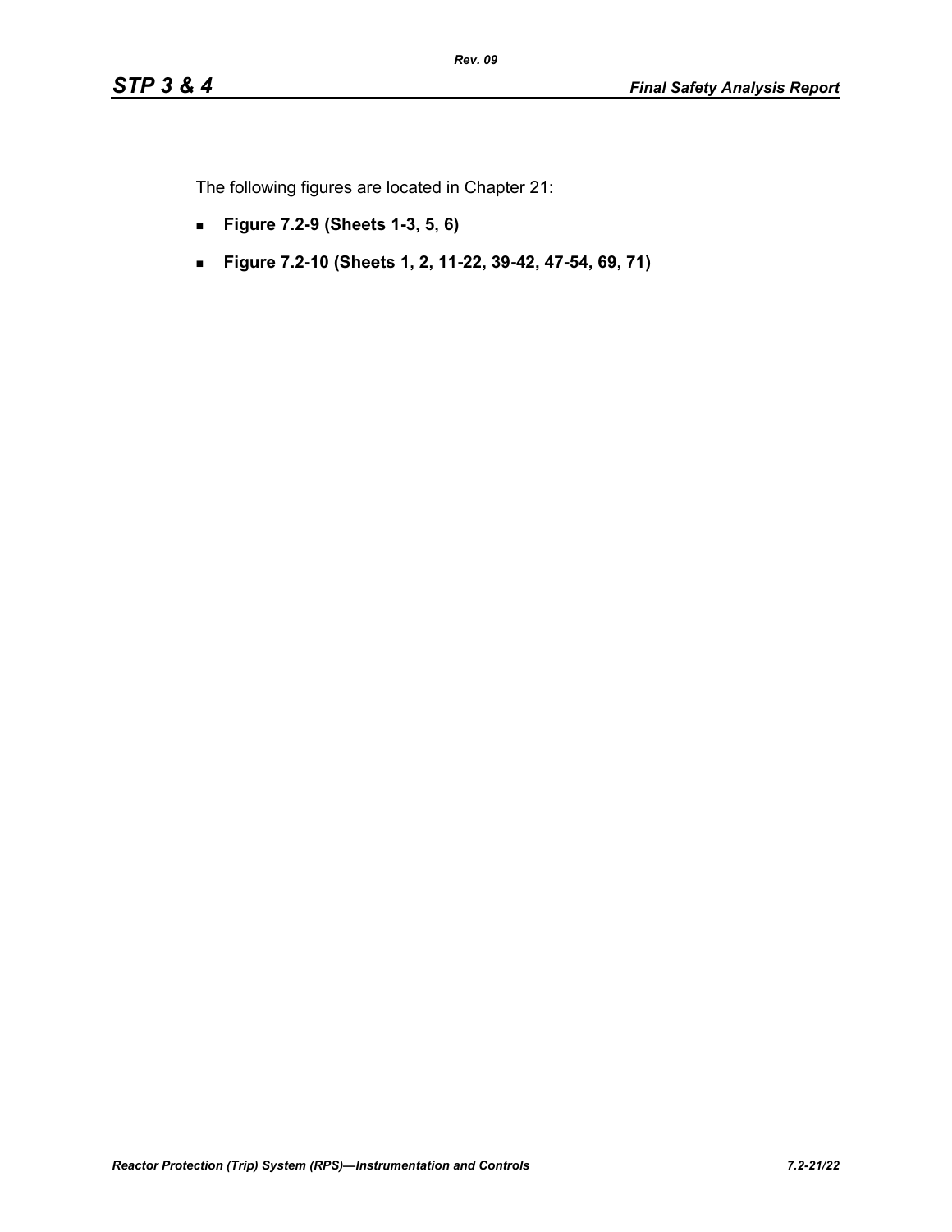The following figures are located in Chapter 21:

- **Figure 7.2-9 (Sheets 1-3, 5, 6)**
- **Figure 7.2-10 (Sheets 1, 2, 11-22, 39-42, 47-54, 69, 71)**